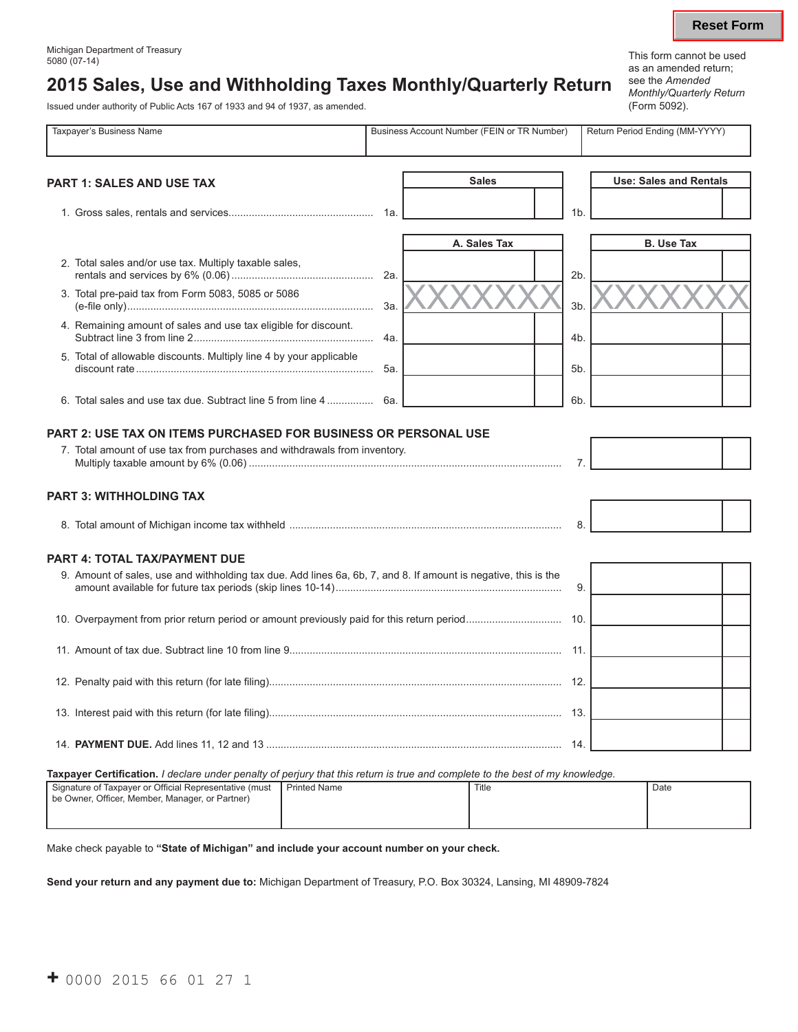Michigan Department of Treasury
5080 (07-14)

# 2015 Sales, Use and Withholding Taxes Monthly/Quarterly Return

Issued under authority of Public Acts 167 of 1933 and 94 of 1937, as amended.

This form cannot be used as an amended return; see the *Amended Monthly/Quarterly Return* (Form 5092).

| Taxpayer's Business Name | Business Account Number (FEIN or TR Number) | Return Period Ending (MM-YYYY) |
|---|---|---|
| | | |

## PART 1: SALES AND USE TAX

| | | Sales | | Use: Sales and Rentals |
|---|---|---|---|---|
| 1. Gross sales, rentals and services | 1a. | | 1b. | |

| | | A. Sales Tax | | B. Use Tax |
|---|---|---|---|---|
| 2. Total sales and/or use tax. Multiply taxable sales, rentals and services by 6% (0.06) | 2a. | | 2b. | |
| 3. Total pre-paid tax from Form 5083, 5085 or 5086 (e-file only) | 3a. | XXXXXXX | 3b. | XXXXXXX |
| 4. Remaining amount of sales and use tax eligible for discount. Subtract line 3 from line 2 | 4a. | | 4b. | |
| 5. Total of allowable discounts. Multiply line 4 by your applicable discount rate | 5a. | | 5b. | |
| 6. Total sales and use tax due. Subtract line 5 from line 4 | 6a. | | 6b. | |

## PART 2: USE TAX ON ITEMS PURCHASED FOR BUSINESS OR PERSONAL USE

| | | |
|---|---|---|
| 7. Total amount of use tax from purchases and withdrawals from inventory. Multiply taxable amount by 6% (0.06) | 7. | |

## PART 3: WITHHOLDING TAX

| | | |
|---|---|---|
| 8. Total amount of Michigan income tax withheld | 8. | |

## PART 4: TOTAL TAX/PAYMENT DUE

| | | |
|---|---|---|
| 9. Amount of sales, use and withholding tax due. Add lines 6a, 6b, 7, and 8. If amount is negative, this is the amount available for future tax periods (skip lines 10-14) | 9. | |
| 10. Overpayment from prior return period or amount previously paid for this return period | 10. | |
| 11. Amount of tax due. Subtract line 10 from line 9 | 11. | |
| 12. Penalty paid with this return (for late filing) | 12. | |
| 13. Interest paid with this return (for late filing) | 13. | |
| 14. **PAYMENT DUE.** Add lines 11, 12 and 13 | 14. | |

**Taxpayer Certification.** *I declare under penalty of perjury that this return is true and complete to the best of my knowledge.*

| Signature of Taxpayer or Official Representative (must be Owner, Officer, Member, Manager, or Partner) | Printed Name | Title | Date |
|---|---|---|---|
| | | | |

Make check payable to **"State of Michigan" and include your account number on your check.**

**Send your return and any payment due to:** Michigan Department of Treasury, P.O. Box 30324, Lansing, MI 48909-7824

+ 0000 2015 66 01 27 1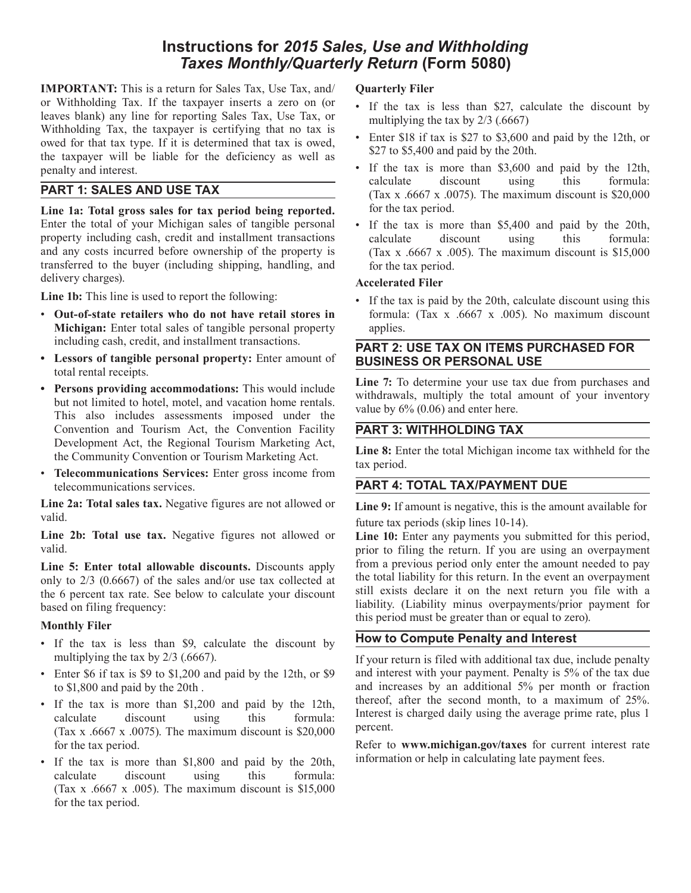# Instructions for *2015 Sales, Use and Withholding Taxes Monthly/Quarterly Return* (Form 5080)

**IMPORTANT:** This is a return for Sales Tax, Use Tax, and/or Withholding Tax. If the taxpayer inserts a zero on (or leaves blank) any line for reporting Sales Tax, Use Tax, or Withholding Tax, the taxpayer is certifying that no tax is owed for that tax type. If it is determined that tax is owed, the taxpayer will be liable for the deficiency as well as penalty and interest.

## PART 1: SALES AND USE TAX

**Line 1a: Total gross sales for tax period being reported.** Enter the total of your Michigan sales of tangible personal property including cash, credit and installment transactions and any costs incurred before ownership of the property is transferred to the buyer (including shipping, handling, and delivery charges).

**Line 1b:** This line is used to report the following:

- **Out-of-state retailers who do not have retail stores in Michigan:** Enter total sales of tangible personal property including cash, credit, and installment transactions.
- **Lessors of tangible personal property:** Enter amount of total rental receipts.
- **Persons providing accommodations:** This would include but not limited to hotel, motel, and vacation home rentals. This also includes assessments imposed under the Convention and Tourism Act, the Convention Facility Development Act, the Regional Tourism Marketing Act, the Community Convention or Tourism Marketing Act.
- **Telecommunications Services:** Enter gross income from telecommunications services.

**Line 2a: Total sales tax.** Negative figures are not allowed or valid.

**Line 2b: Total use tax.** Negative figures not allowed or valid.

**Line 5: Enter total allowable discounts.** Discounts apply only to 2/3 (0.6667) of the sales and/or use tax collected at the 6 percent tax rate. See below to calculate your discount based on filing frequency:

**Monthly Filer**

- If the tax is less than $9, calculate the discount by multiplying the tax by 2/3 (.6667).
- Enter $6 if tax is $9 to $1,200 and paid by the 12th, or $9 to $1,800 and paid by the 20th .
- If the tax is more than $1,200 and paid by the 12th, calculate discount using this formula: (Tax x .6667 x .0075). The maximum discount is $20,000 for the tax period.
- If the tax is more than $1,800 and paid by the 20th, calculate discount using this formula: (Tax x .6667 x .005). The maximum discount is $15,000 for the tax period.

**Quarterly Filer**

- If the tax is less than $27, calculate the discount by multiplying the tax by 2/3 (.6667)
- Enter $18 if tax is $27 to $3,600 and paid by the 12th, or $27 to $5,400 and paid by the 20th.
- If the tax is more than $3,600 and paid by the 12th, calculate discount using this formula: (Tax x .6667 x .0075). The maximum discount is $20,000 for the tax period.
- If the tax is more than $5,400 and paid by the 20th, calculate discount using this formula: (Tax x .6667 x .005). The maximum discount is $15,000 for the tax period.

**Accelerated Filer**

- If the tax is paid by the 20th, calculate discount using this formula: (Tax x .6667 x .005). No maximum discount applies.

## PART 2: USE TAX ON ITEMS PURCHASED FOR BUSINESS OR PERSONAL USE

**Line 7:** To determine your use tax due from purchases and withdrawals, multiply the total amount of your inventory value by 6% (0.06) and enter here.

## PART 3: WITHHOLDING TAX

**Line 8:** Enter the total Michigan income tax withheld for the tax period.

## PART 4: TOTAL TAX/PAYMENT DUE

**Line 9:** If amount is negative, this is the amount available for future tax periods (skip lines 10-14).

**Line 10:** Enter any payments you submitted for this period, prior to filing the return. If you are using an overpayment from a previous period only enter the amount needed to pay the total liability for this return. In the event an overpayment still exists declare it on the next return you file with a liability. (Liability minus overpayments/prior payment for this period must be greater than or equal to zero).

## How to Compute Penalty and Interest

If your return is filed with additional tax due, include penalty and interest with your payment. Penalty is 5% of the tax due and increases by an additional 5% per month or fraction thereof, after the second month, to a maximum of 25%. Interest is charged daily using the average prime rate, plus 1 percent.

Refer to **www.michigan.gov/taxes** for current interest rate information or help in calculating late payment fees.